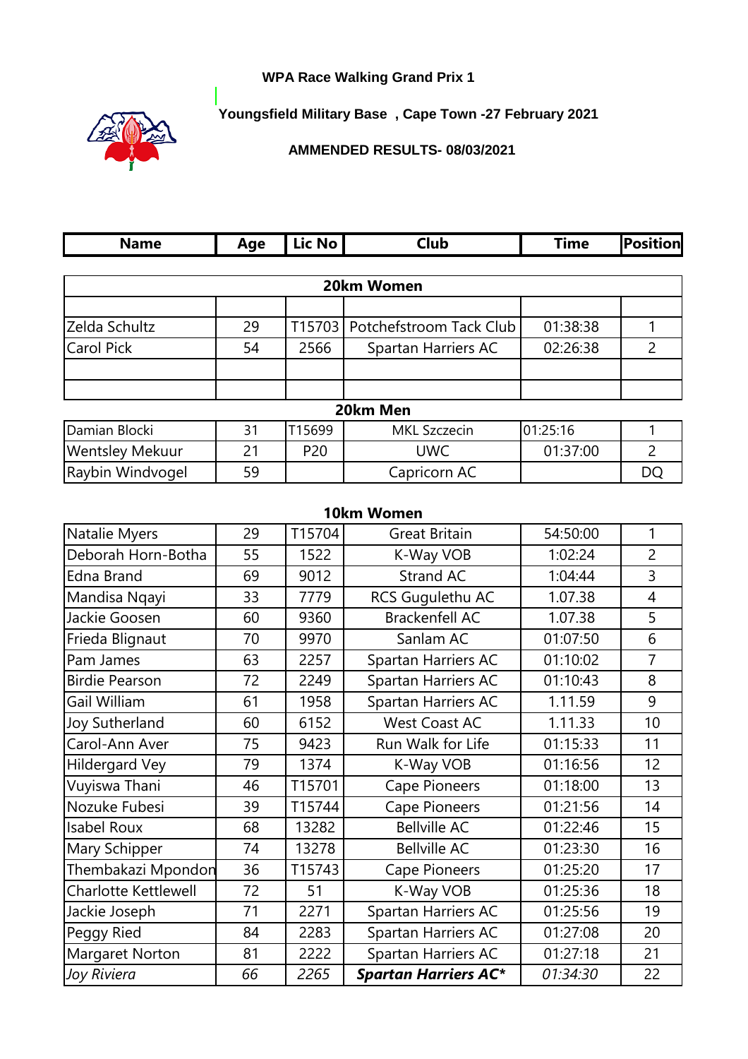**WPA Race Walking Grand Prix 1**

**Youngsfield Military Base , Cape Town -27 February 2021**

**AMMENDED RESULTS- 08/03/2021**

| Name | Age | Lic No | Club | Time | Position |
|---|---|---|---|---|---|
| **20km Women** | | | | | |
| Zelda Schultz | 29 | T15703 | Potchefstroom Tack Club | 01:38:38 | 1 |
| Carol Pick | 54 | 2566 | Spartan Harriers AC | 02:26:38 | 2 |
| **20km Men** | | | | | |
| Damian Blocki | 31 | T15699 | MKL Szczecin | 01:25:16 | 1 |
| Wentsley Mekuur | 21 | P20 | UWC | 01:37:00 | 2 |
| Raybin Windvogel | 59 | | Capricorn AC | | DQ |
| **10km Women** | | | | | |
| Natalie Myers | 29 | T15704 | Great Britain | 54:50:00 | 1 |
| Deborah Horn-Botha | 55 | 1522 | K-Way VOB | 1:02:24 | 2 |
| Edna Brand | 69 | 9012 | Strand AC | 1:04:44 | 3 |
| Mandisa Nqayi | 33 | 7779 | RCS Gugulethu AC | 1.07.38 | 4 |
| Jackie Goosen | 60 | 9360 | Brackenfell AC | 1.07.38 | 5 |
| Frieda Blignaut | 70 | 9970 | Sanlam AC | 01:07:50 | 6 |
| Pam James | 63 | 2257 | Spartan Harriers AC | 01:10:02 | 7 |
| Birdie Pearson | 72 | 2249 | Spartan Harriers AC | 01:10:43 | 8 |
| Gail William | 61 | 1958 | Spartan Harriers AC | 1.11.59 | 9 |
| Joy Sutherland | 60 | 6152 | West Coast AC | 1.11.33 | 10 |
| Carol-Ann Aver | 75 | 9423 | Run Walk for Life | 01:15:33 | 11 |
| Hildergard Vey | 79 | 1374 | K-Way VOB | 01:16:56 | 12 |
| Vuyiswa Thani | 46 | T15701 | Cape Pioneers | 01:18:00 | 13 |
| Nozuke Fubesi | 39 | T15744 | Cape Pioneers | 01:21:56 | 14 |
| Isabel Roux | 68 | 13282 | Bellville AC | 01:22:46 | 15 |
| Mary Schipper | 74 | 13278 | Bellville AC | 01:23:30 | 16 |
| Thembakazi Mpondon | 36 | T15743 | Cape Pioneers | 01:25:20 | 17 |
| Charlotte Kettlewell | 72 | 51 | K-Way VOB | 01:25:36 | 18 |
| Jackie Joseph | 71 | 2271 | Spartan Harriers AC | 01:25:56 | 19 |
| Peggy Ried | 84 | 2283 | Spartan Harriers AC | 01:27:08 | 20 |
| Margaret Norton | 81 | 2222 | Spartan Harriers AC | 01:27:18 | 21 |
| *Joy Riviera* | *66* | *2265* | ***Spartan Harriers AC**** | *01:34:30* | 22 |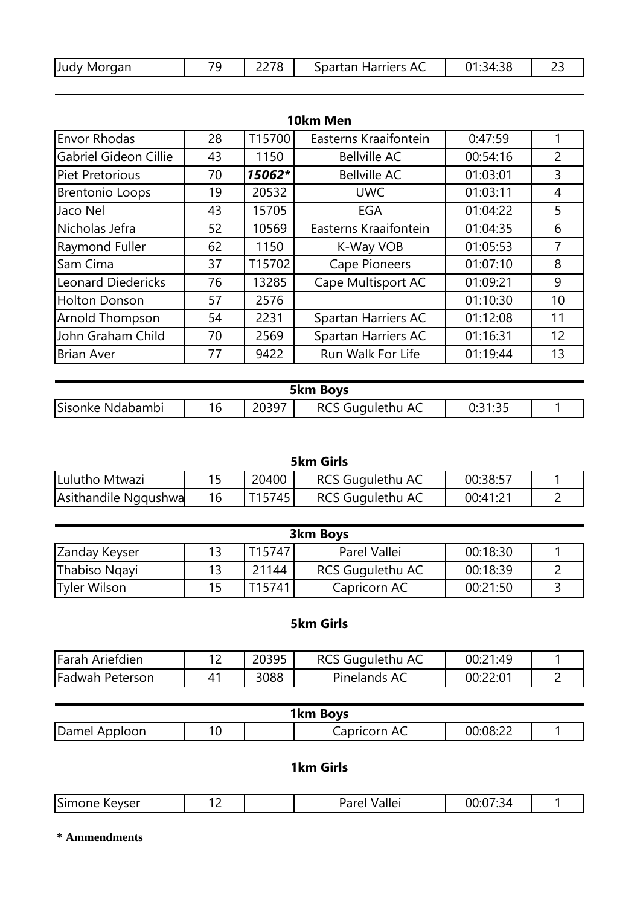| | | | | | |
|---|---|---|---|---|---|
| Judy Morgan | 79 | 2278 | Spartan Harriers AC | 01:34:38 | 23 |

### 10km Men

| | | | | | |
|---|---|---|---|---|---|
| Envor Rhodas | 28 | T15700 | Easterns Kraaifontein | 0:47:59 | 1 |
| Gabriel Gideon Cillie | 43 | 1150 | Bellville AC | 00:54:16 | 2 |
| Piet Pretorious | 70 | ***15062**** | Bellville AC | 01:03:01 | 3 |
| Brentonio Loops | 19 | 20532 | UWC | 01:03:11 | 4 |
| Jaco Nel | 43 | 15705 | EGA | 01:04:22 | 5 |
| Nicholas Jefra | 52 | 10569 | Easterns Kraaifontein | 01:04:35 | 6 |
| Raymond Fuller | 62 | 1150 | K-Way VOB | 01:05:53 | 7 |
| Sam Cima | 37 | T15702 | Cape Pioneers | 01:07:10 | 8 |
| Leonard Diedericks | 76 | 13285 | Cape Multisport AC | 01:09:21 | 9 |
| Holton Donson | 57 | 2576 | | 01:10:30 | 10 |
| Arnold Thompson | 54 | 2231 | Spartan Harriers AC | 01:12:08 | 11 |
| John Graham Child | 70 | 2569 | Spartan Harriers AC | 01:16:31 | 12 |
| Brian Aver | 77 | 9422 | Run Walk For Life | 01:19:44 | 13 |

### 5km Boys

| | | | | | |
|---|---|---|---|---|---|
| Sisonke Ndabambi | 16 | 20397 | RCS Gugulethu AC | 0:31:35 | 1 |

### 5km Girls

| | | | | | |
|---|---|---|---|---|---|
| Lulutho Mtwazi | 15 | 20400 | RCS Gugulethu AC | 00:38:57 | 1 |
| Asithandile Ngqushwa | 16 | T15745 | RCS Gugulethu AC | 00:41:21 | 2 |

### 3km Boys

| | | | | | |
|---|---|---|---|---|---|
| Zanday Keyser | 13 | T15747 | Parel Vallei | 00:18:30 | 1 |
| Thabiso Nqayi | 13 | 21144 | RCS Gugulethu AC | 00:18:39 | 2 |
| Tyler Wilson | 15 | T15741 | Capricorn AC | 00:21:50 | 3 |

### 5km Girls

| | | | | | |
|---|---|---|---|---|---|
| Farah Ariefdien | 12 | 20395 | RCS Gugulethu AC | 00:21:49 | 1 |
| Fadwah Peterson | 41 | 3088 | Pinelands AC | 00:22:01 | 2 |

### 1km Boys

| | | | | | |
|---|---|---|---|---|---|
| Damel Apploon | 10 | | Capricorn AC | 00:08:22 | 1 |

### 1km Girls

| | | | | | |
|---|---|---|---|---|---|
| Simone Keyser | 12 | | Parel Vallei | 00:07:34 | 1 |

**\* Ammendments**